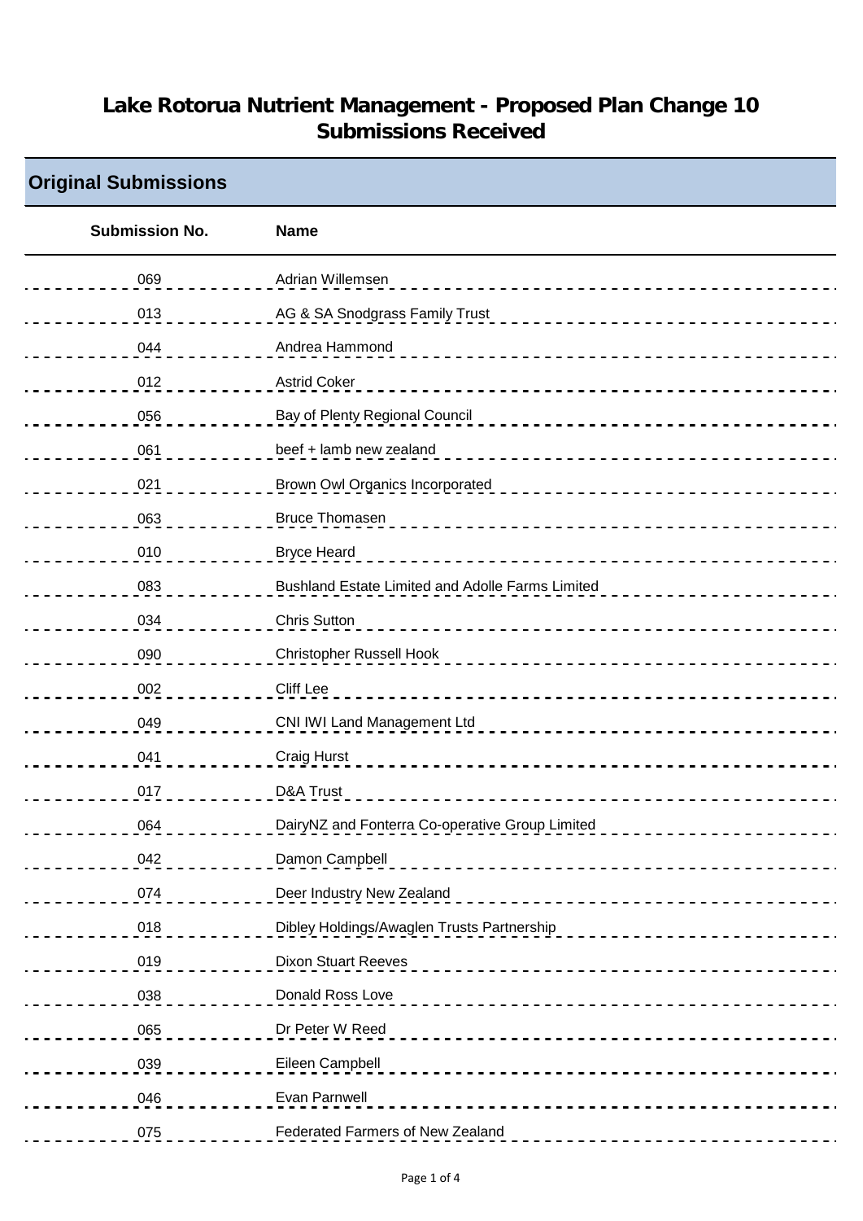# Lake Rotorua Nutrient Management - Proposed Plan Change 10
# Submissions Received

## Original Submissions

| Submission No. | Name |
|---|---|
| 069 | Adrian Willemsen |
| 013 | AG & SA Snodgrass Family Trust |
| 044 | Andrea Hammond |
| 012 | Astrid Coker |
| 056 | Bay of Plenty Regional Council |
| 061 | beef + lamb new zealand |
| 021 | Brown Owl Organics Incorporated |
| 063 | Bruce Thomasen |
| 010 | Bryce Heard |
| 083 | Bushland Estate Limited and Adolle Farms Limited |
| 034 | Chris Sutton |
| 090 | Christopher Russell Hook |
| 002 | Cliff Lee |
| 049 | CNI IWI Land Management Ltd |
| 041 | Craig Hurst |
| 017 | D&A Trust |
| 064 | DairyNZ and Fonterra Co-operative Group Limited |
| 042 | Damon Campbell |
| 074 | Deer Industry New Zealand |
| 018 | Dibley Holdings/Awaglen Trusts Partnership |
| 019 | Dixon Stuart Reeves |
| 038 | Donald Ross Love |
| 065 | Dr Peter W Reed |
| 039 | Eileen Campbell |
| 046 | Evan Parnwell |
| 075 | Federated Farmers of New Zealand |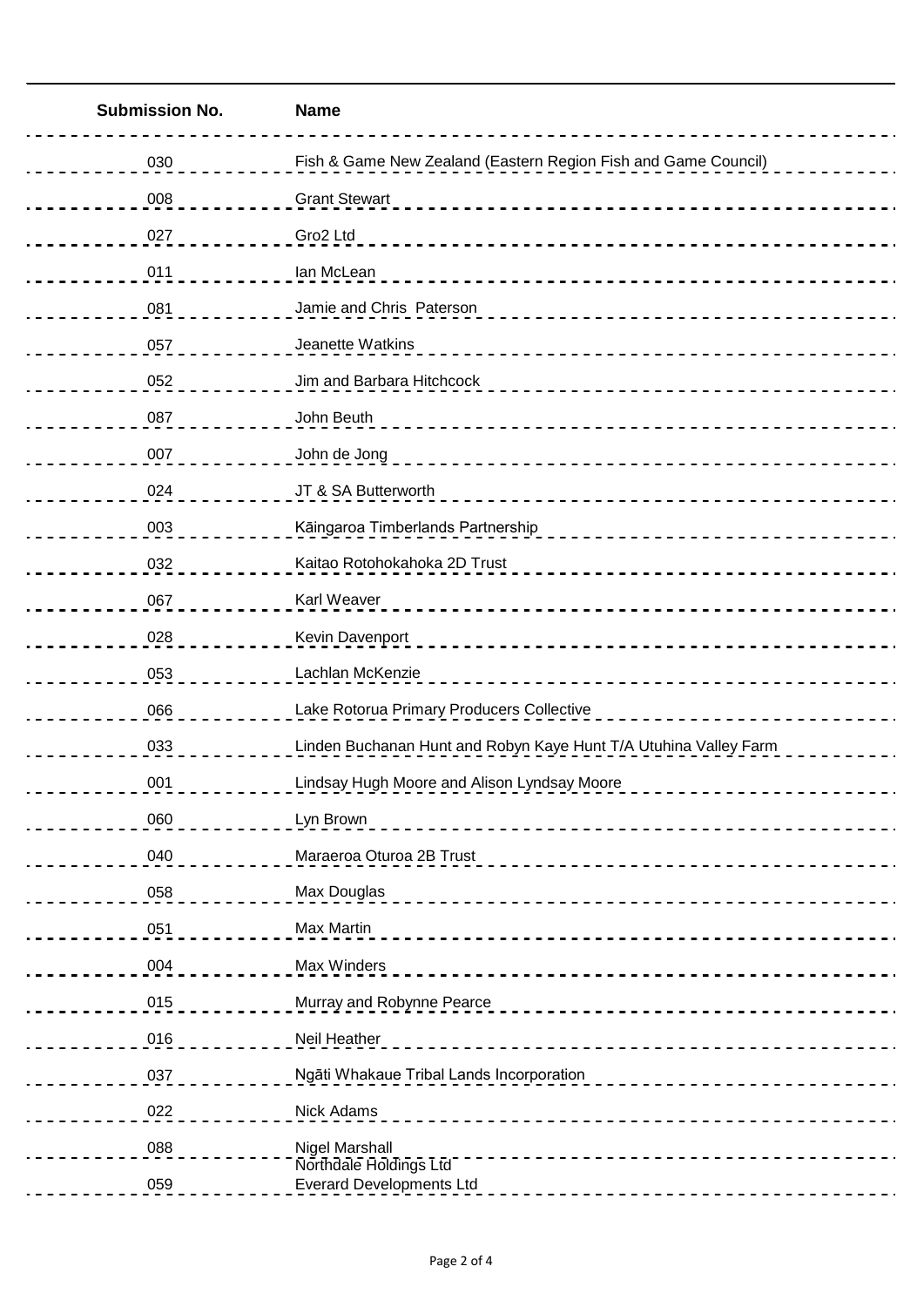| Submission No. | Name |
|---|---|
| 030 | Fish & Game New Zealand (Eastern Region Fish and Game Council) |
| 008 | Grant Stewart |
| 027 | Gro2 Ltd |
| 011 | Ian McLean |
| 081 | Jamie and Chris Paterson |
| 057 | Jeanette Watkins |
| 052 | Jim and Barbara Hitchcock |
| 087 | John Beuth |
| 007 | John de Jong |
| 024 | JT & SA Butterworth |
| 003 | Kāingaroa Timberlands Partnership |
| 032 | Kaitao Rotohokahoka 2D Trust |
| 067 | Karl Weaver |
| 028 | Kevin Davenport |
| 053 | Lachlan McKenzie |
| 066 | Lake Rotorua Primary Producers Collective |
| 033 | Linden Buchanan Hunt and Robyn Kaye Hunt T/A Utuhina Valley Farm |
| 001 | Lindsay Hugh Moore and Alison Lyndsay Moore |
| 060 | Lyn Brown |
| 040 | Maraeroa Oturoa 2B Trust |
| 058 | Max Douglas |
| 051 | Max Martin |
| 004 | Max Winders |
| 015 | Murray and Robynne Pearce |
| 016 | Neil Heather |
| 037 | Ngāti Whakaue Tribal Lands Incorporation |
| 022 | Nick Adams |
| 088 | Nigel Marshall |
| 059 | Northdale Holdings Ltd Everard Developments Ltd |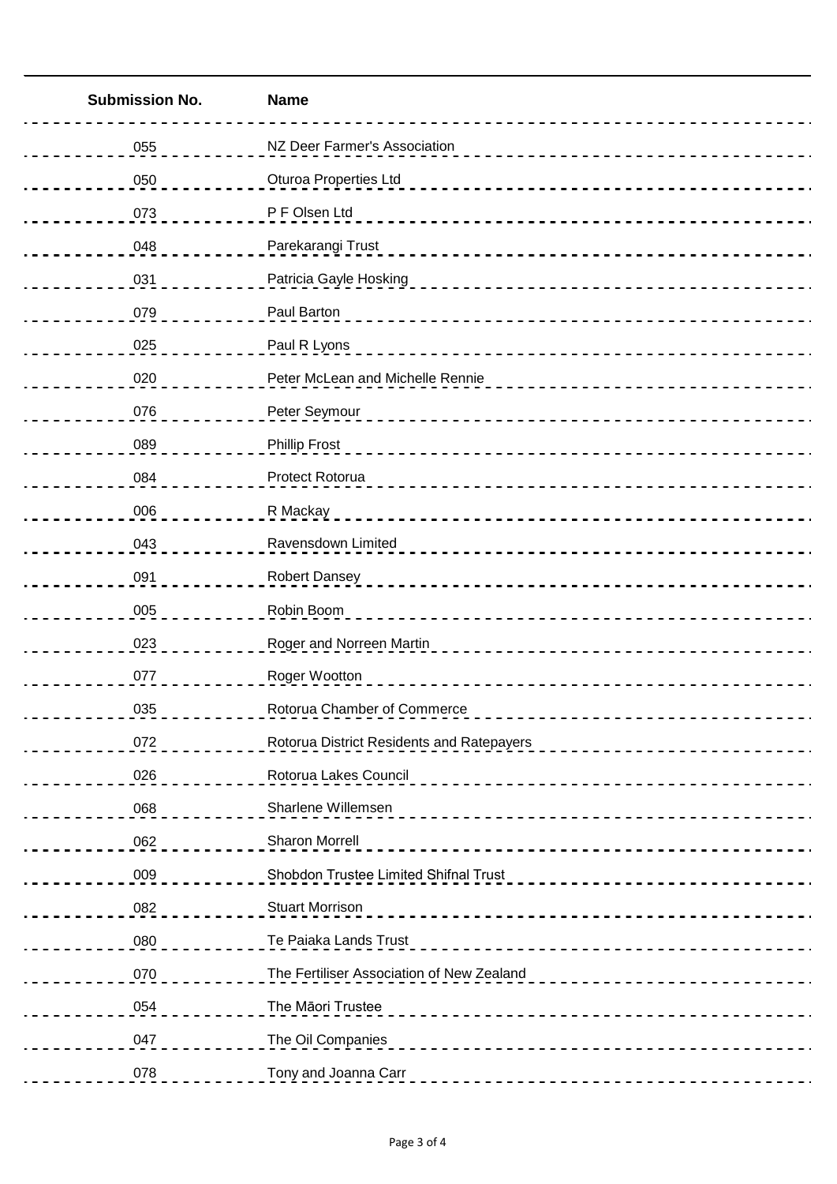| Submission No. | Name |
|---|---|
| 055 | NZ Deer Farmer's Association |
| 050 | Oturoa Properties Ltd |
| 073 | P F Olsen Ltd |
| 048 | Parekarangi Trust |
| 031 | Patricia Gayle Hosking |
| 079 | Paul Barton |
| 025 | Paul R Lyons |
| 020 | Peter McLean and Michelle Rennie |
| 076 | Peter Seymour |
| 089 | Phillip Frost |
| 084 | Protect Rotorua |
| 006 | R Mackay |
| 043 | Ravensdown Limited |
| 091 | Robert Dansey |
| 005 | Robin Boom |
| 023 | Roger and Norreen Martin |
| 077 | Roger Wootton |
| 035 | Rotorua Chamber of Commerce |
| 072 | Rotorua District Residents and Ratepayers |
| 026 | Rotorua Lakes Council |
| 068 | Sharlene Willemsen |
| 062 | Sharon Morrell |
| 009 | Shobdon Trustee Limited Shifnal Trust |
| 082 | Stuart Morrison |
| 080 | Te Paiaka Lands Trust |
| 070 | The Fertiliser Association of New Zealand |
| 054 | The Māori Trustee |
| 047 | The Oil Companies |
| 078 | Tony and Joanna Carr |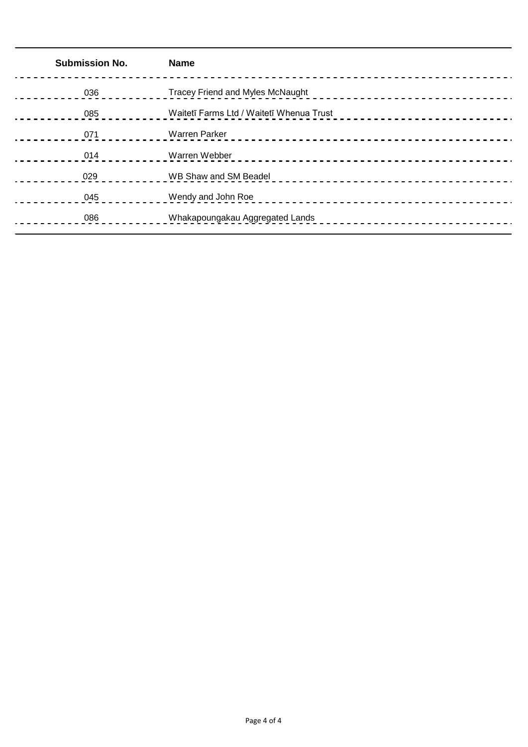| Submission No. | Name |
|---|---|
| 036 | Tracey Friend and Myles McNaught |
| 085 | Waitetī Farms Ltd / Waitetī Whenua Trust |
| 071 | Warren Parker |
| 014 | Warren Webber |
| 029 | WB Shaw and SM Beadel |
| 045 | Wendy and John Roe |
| 086 | Whakapoungakau Aggregated Lands |